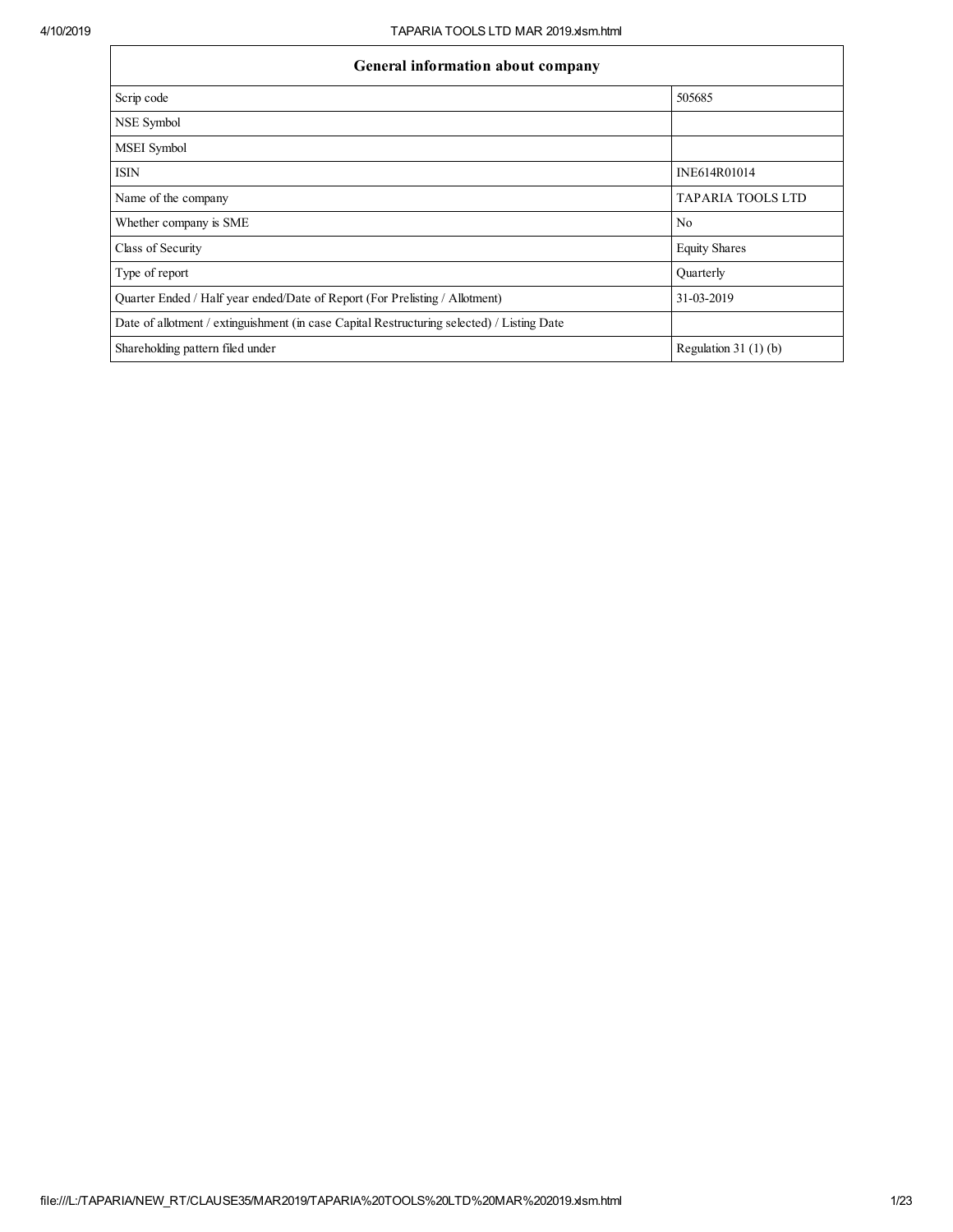| General information about company | |
|---|---|
| Scrip code | 505685 |
| NSE Symbol | |
| MSEI Symbol | |
| ISIN | INE614R01014 |
| Name of the company | TAPARIA TOOLS LTD |
| Whether company is SME | No |
| Class of Security | Equity Shares |
| Type of report | Quarterly |
| Quarter Ended / Half year ended/Date of Report (For Prelisting / Allotment) | 31-03-2019 |
| Date of allotment / extinguishment (in case Capital Restructuring selected) / Listing Date | |
| Shareholding pattern filed under | Regulation 31 (1) (b) |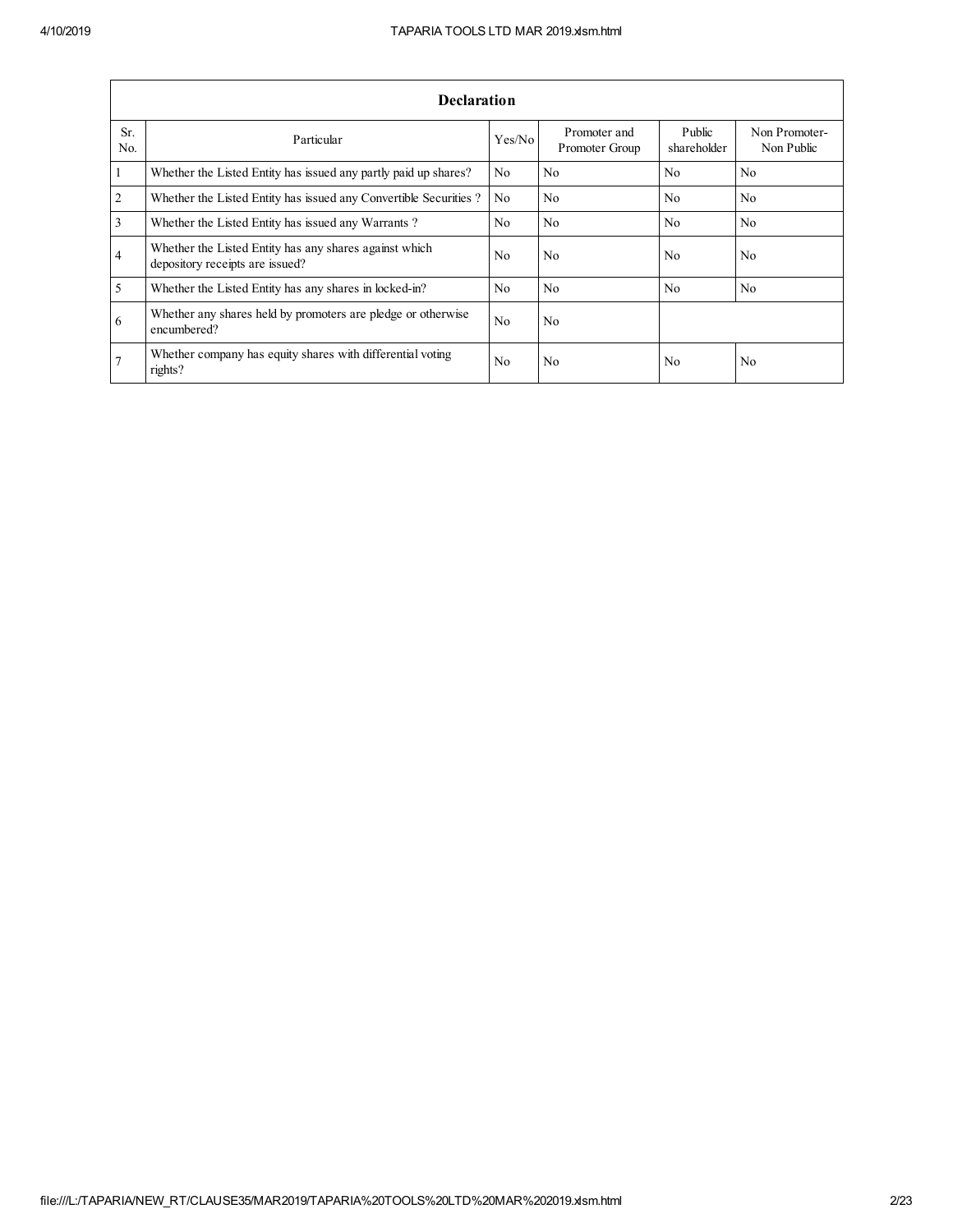| Declaration | | | | | |
|---|---|---|---|---|---|
| Sr. No. | Particular | Yes/No | Promoter and Promoter Group | Public shareholder | Non Promoter- Non Public |
| 1 | Whether the Listed Entity has issued any partly paid up shares? | No | No | No | No |
| 2 | Whether the Listed Entity has issued any Convertible Securities ? | No | No | No | No |
| 3 | Whether the Listed Entity has issued any Warrants ? | No | No | No | No |
| 4 | Whether the Listed Entity has any shares against which depository receipts are issued? | No | No | No | No |
| 5 | Whether the Listed Entity has any shares in locked-in? | No | No | No | No |
| 6 | Whether any shares held by promoters are pledge or otherwise encumbered? | No | No | | |
| 7 | Whether company has equity shares with differential voting rights? | No | No | No | No |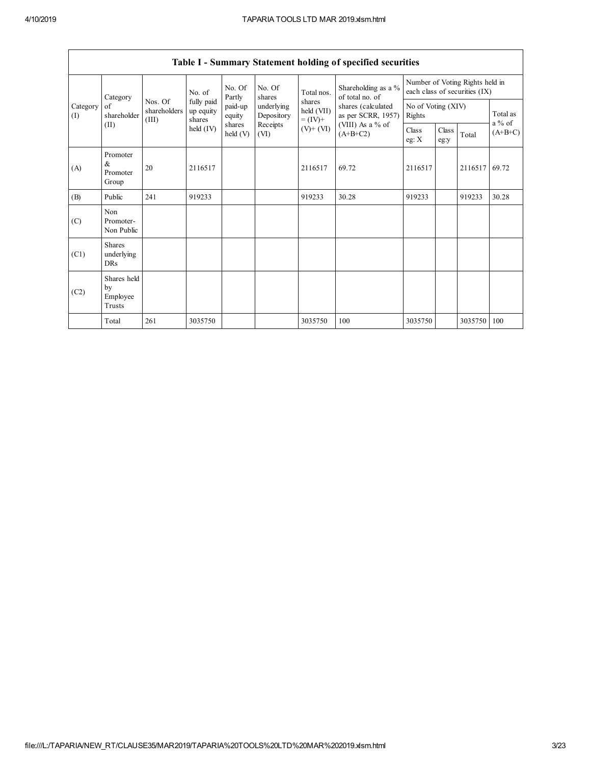| Table I - Summary Statement holding of specified securities | | | | | | | | | | | | |
|---|---|---|---|---|---|---|---|---|---|---|---|---|
| Category (I) | Category of shareholder (II) | Nos. Of shareholders (III) | No. of fully paid up equity shares held (IV) | No. Of Partly paid-up equity shares held (V) | No. Of shares underlying Depository Receipts (VI) | Total nos. shares held (VII) = (IV)+ (V)+ (VI) | Shareholding as a % of total no. of shares (calculated as per SCRR, 1957) (VIII) As a % of (A+B+C2) | Number of Voting Rights held in each class of securities (IX) | | | |
| | | | | | | | | No of Voting (XIV) Rights | | | Total as a % of (A+B+C) |
| | | | | | | | | Class eg: X | Class eg:y | Total | |
| (A) | Promoter & Promoter Group | 20 | 2116517 | | | 2116517 | 69.72 | 2116517 | | 2116517 | 69.72 |
| (B) | Public | 241 | 919233 | | | 919233 | 30.28 | 919233 | | 919233 | 30.28 |
| (C) | Non Promoter- Non Public | | | | | | | | | | |
| (C1) | Shares underlying DRs | | | | | | | | | | |
| (C2) | Shares held by Employee Trusts | | | | | | | | | | |
| | Total | 261 | 3035750 | | | 3035750 | 100 | 3035750 | | 3035750 | 100 |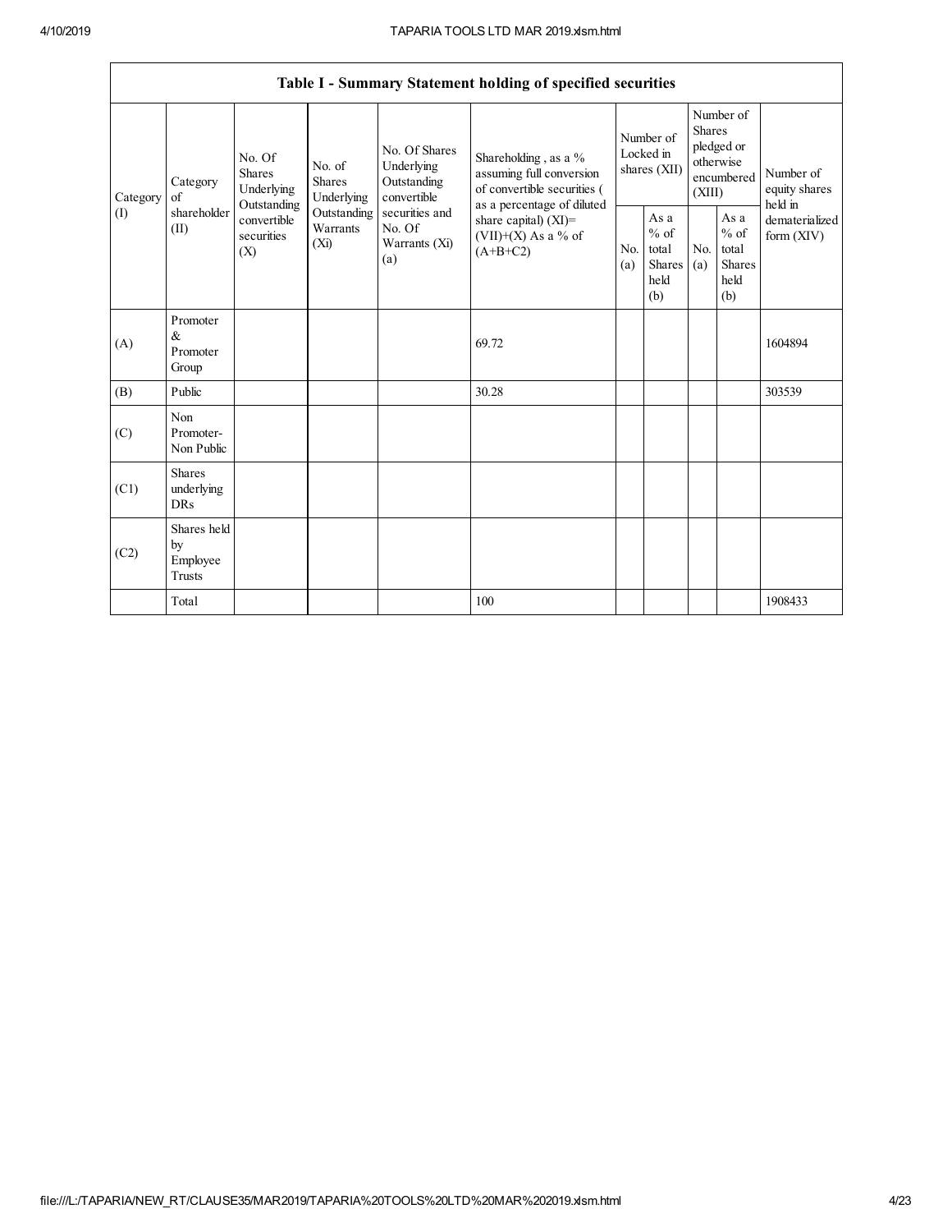| Table I - Summary Statement holding of specified securities | | | | | | | | | | |
|---|---|---|---|---|---|---|---|---|---|---|
| Category (I) | Category of shareholder (II) | No. Of Shares Underlying Outstanding convertible securities (X) | No. of Shares Underlying Outstanding Warrants (Xi) | No. Of Shares Underlying Outstanding convertible securities and No. Of Warrants (Xi) (a) | Shareholding , as a % assuming full conversion of convertible securities ( as a percentage of diluted share capital) (XI)= (VII)+(X) As a % of (A+B+C2) | Number of Locked in shares (XII) | | Number of Shares pledged or otherwise encumbered (XIII) | | Number of equity shares held in dematerialized form (XIV) |
| | | | | | | No. (a) | As a % of total Shares held (b) | No. (a) | As a % of total Shares held (b) | |
| (A) | Promoter & Promoter Group | | | | 69.72 | | | | | 1604894 |
| (B) | Public | | | | 30.28 | | | | | 303539 |
| (C) | Non Promoter- Non Public | | | | | | | | | |
| (C1) | Shares underlying DRs | | | | | | | | | |
| (C2) | Shares held by Employee Trusts | | | | | | | | | |
| | Total | | | | 100 | | | | | 1908433 |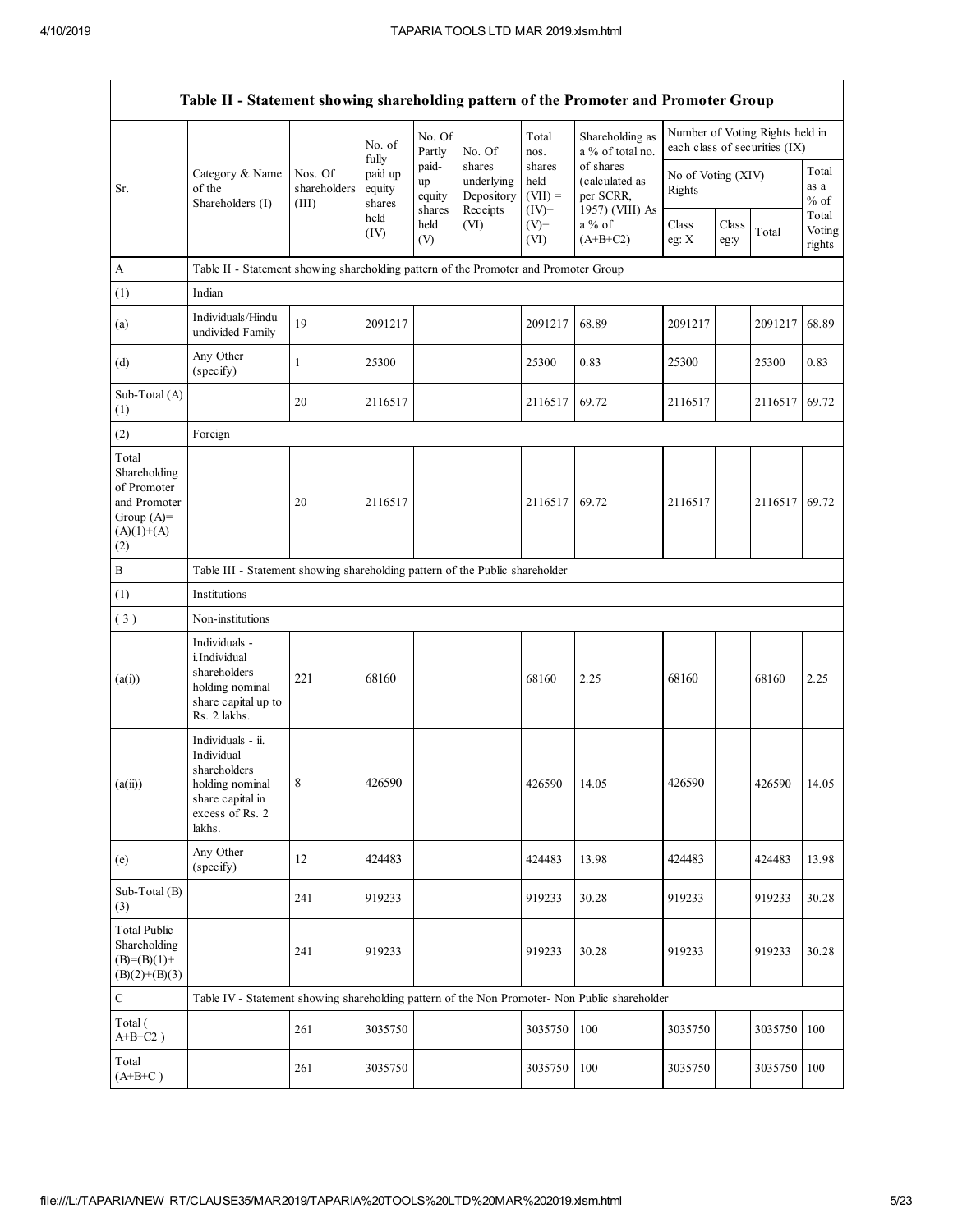| Table II - Statement showing shareholding pattern of the Promoter and Promoter Group | | | | | | | | | | | | |
|---|---|---|---|---|---|---|---|---|---|---|---|---|
| Sr. | Category & Name of the Shareholders (I) | Nos. Of shareholders (III) | No. of fully paid up equity shares held (IV) | No. Of Partly paid-up equity shares held (V) | No. Of shares underlying Depository Receipts (VI) | Total nos. shares held (VII) = (IV)+ (V)+ (VI) | Shareholding as a % of total no. of shares (calculated as per SCRR, 1957) (VIII) As a % of (A+B+C2) | Number of Voting Rights held in each class of securities (IX) | | | |
| | | | | | | | | No of Voting (XIV) Rights | | | Total as a % of Total Voting rights |
| | | | | | | | | Class eg: X | Class eg:y | Total | |
| A | Table II - Statement showing shareholding pattern of the Promoter and Promoter Group | | | | | | | | | | |
| (1) | Indian | | | | | | | | | | |
| (a) | Individuals/Hindu undivided Family | 19 | 2091217 | | | 2091217 | 68.89 | 2091217 | | 2091217 | 68.89 |
| (d) | Any Other (specify) | 1 | 25300 | | | 25300 | 0.83 | 25300 | | 25300 | 0.83 |
| Sub-Total (A)(1) | | 20 | 2116517 | | | 2116517 | 69.72 | 2116517 | | 2116517 | 69.72 |
| (2) | Foreign | | | | | | | | | | |
| Total Shareholding of Promoter and Promoter Group (A)=(A)(1)+(A)(2) | | 20 | 2116517 | | | 2116517 | 69.72 | 2116517 | | 2116517 | 69.72 |
| B | Table III - Statement showing shareholding pattern of the Public shareholder | | | | | | | | | | |
| (1) | Institutions | | | | | | | | | | |
| (3) | Non-institutions | | | | | | | | | | |
| (a(i)) | Individuals - i.Individual shareholders holding nominal share capital up to Rs. 2 lakhs. | 221 | 68160 | | | 68160 | 2.25 | 68160 | | 68160 | 2.25 |
| (a(ii)) | Individuals - ii. Individual shareholders holding nominal share capital in excess of Rs. 2 lakhs. | 8 | 426590 | | | 426590 | 14.05 | 426590 | | 426590 | 14.05 |
| (e) | Any Other (specify) | 12 | 424483 | | | 424483 | 13.98 | 424483 | | 424483 | 13.98 |
| Sub-Total (B)(3) | | 241 | 919233 | | | 919233 | 30.28 | 919233 | | 919233 | 30.28 |
| Total Public Shareholding (B)=(B)(1)+(B)(2)+(B)(3) | | 241 | 919233 | | | 919233 | 30.28 | 919233 | | 919233 | 30.28 |
| C | Table IV - Statement showing shareholding pattern of the Non Promoter- Non Public shareholder | | | | | | | | | | |
| Total ( A+B+C2 ) | | 261 | 3035750 | | | 3035750 | 100 | 3035750 | | 3035750 | 100 |
| Total (A+B+C ) | | 261 | 3035750 | | | 3035750 | 100 | 3035750 | | 3035750 | 100 |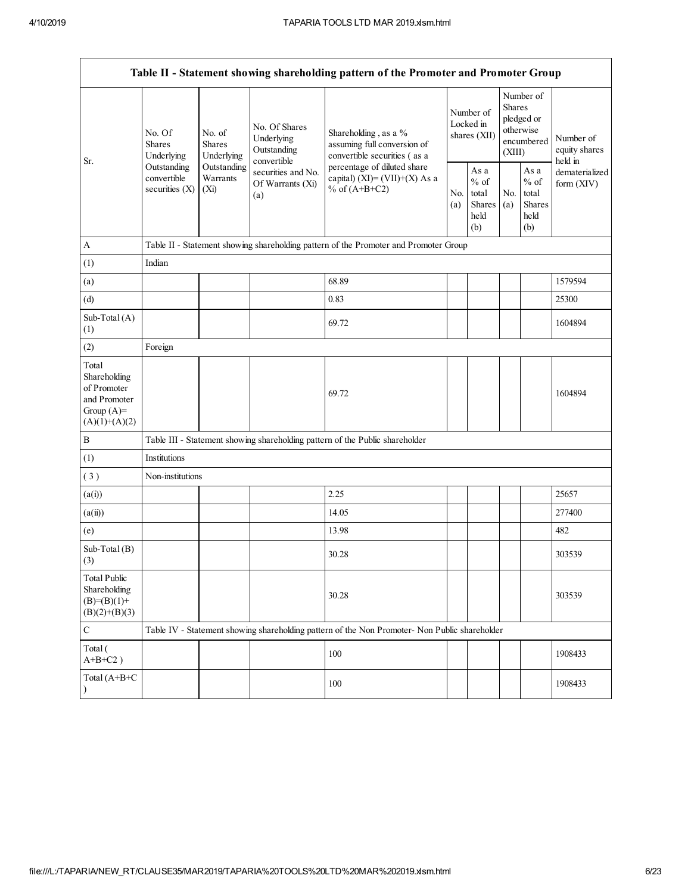| Table II - Statement showing shareholding pattern of the Promoter and Promoter Group | | | | | | | | | |
|---|---|---|---|---|---|---|---|---|---|
| Sr. | No. Of Shares Underlying Outstanding convertible securities (X) | No. of Shares Underlying Outstanding Warrants (Xi) | No. Of Shares Underlying Outstanding convertible securities and No. Of Warrants (Xi) (a) | Shareholding , as a % assuming full conversion of convertible securities ( as a percentage of diluted share capital) (XI)= (VII)+(X) As a % of (A+B+C2) | Number of Locked in shares (XII) | | Number of Shares pledged or otherwise encumbered (XIII) | | Number of equity shares held in dematerialized form (XIV) |
| | | | | | No. (a) | As a % of total Shares held (b) | No. (a) | As a % of total Shares held (b) | |
| A | Table II - Statement showing shareholding pattern of the Promoter and Promoter Group | | | | | | | | |
| (1) | Indian | | | | | | | | |
| (a) | | | | 68.89 | | | | | 1579594 |
| (d) | | | | 0.83 | | | | | 25300 |
| Sub-Total (A) (1) | | | | 69.72 | | | | | 1604894 |
| (2) | Foreign | | | | | | | | |
| Total Shareholding of Promoter and Promoter Group (A)= (A)(1)+(A)(2) | | | | 69.72 | | | | | 1604894 |
| B | Table III - Statement showing shareholding pattern of the Public shareholder | | | | | | | | |
| (1) | Institutions | | | | | | | | |
| ( 3 ) | Non-institutions | | | | | | | | |
| (a(i)) | | | | 2.25 | | | | | 25657 |
| (a(ii)) | | | | 14.05 | | | | | 277400 |
| (e) | | | | 13.98 | | | | | 482 |
| Sub-Total (B) (3) | | | | 30.28 | | | | | 303539 |
| Total Public Shareholding (B)=(B)(1)+ (B)(2)+(B)(3) | | | | 30.28 | | | | | 303539 |
| C | Table IV - Statement showing shareholding pattern of the Non Promoter- Non Public shareholder | | | | | | | | |
| Total ( A+B+C2 ) | | | | 100 | | | | | 1908433 |
| Total (A+B+C ) | | | | 100 | | | | | 1908433 |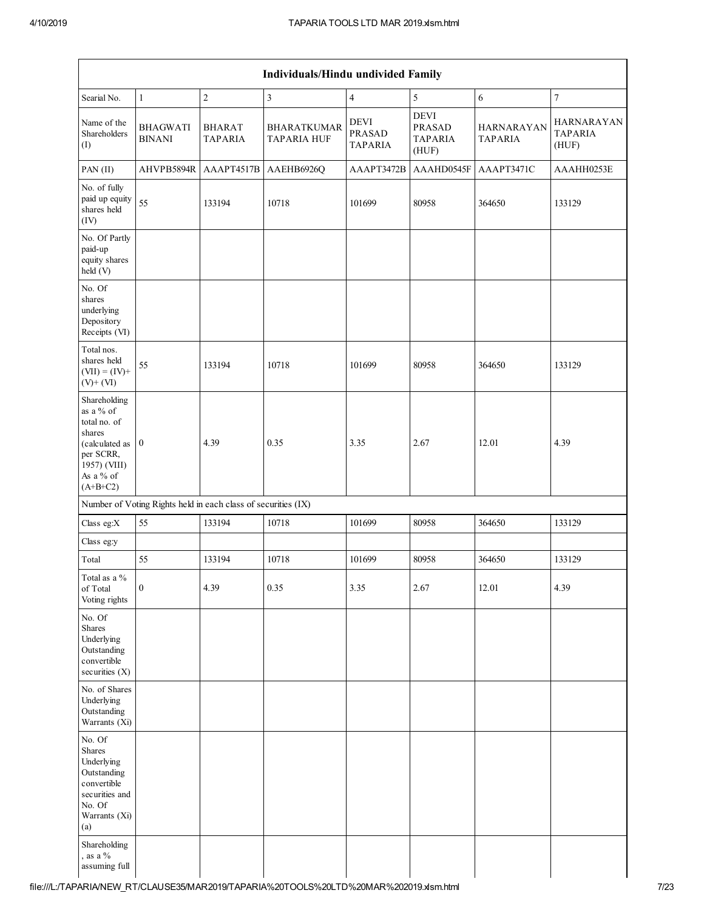| Individuals/Hindu undivided Family | | | | | | | |
|---|---|---|---|---|---|---|---|
| Searial No. | 1 | 2 | 3 | 4 | 5 | 6 | 7 |
| Name of the Shareholders (I) | BHAGWATI BINANI | BHARAT TAPARIA | BHARATKUMAR TAPARIA HUF | DEVI PRASAD TAPARIA | DEVI PRASAD TAPARIA (HUF) | HARNARAYAN TAPARIA | HARNARAYAN TAPARIA (HUF) |
| PAN (II) | AHVPB5894R | AAAPT4517B | AAEHB6926Q | AAAPT3472B | AAAHD0545F | AAAPT3471C | AAAHH0253E |
| No. of fully paid up equity shares held (IV) | 55 | 133194 | 10718 | 101699 | 80958 | 364650 | 133129 |
| No. Of Partly paid-up equity shares held (V) | | | | | | | |
| No. Of shares underlying Depository Receipts (VI) | | | | | | | |
| Total nos. shares held (VII) = (IV)+ (V)+ (VI) | 55 | 133194 | 10718 | 101699 | 80958 | 364650 | 133129 |
| Shareholding as a % of total no. of shares (calculated as per SCRR, 1957) (VIII) As a % of (A+B+C2) | 0 | 4.39 | 0.35 | 3.35 | 2.67 | 12.01 | 4.39 |
| Number of Voting Rights held in each class of securities (IX) | | | | | | | |
| Class eg:X | 55 | 133194 | 10718 | 101699 | 80958 | 364650 | 133129 |
| Class eg:y | | | | | | | |
| Total | 55 | 133194 | 10718 | 101699 | 80958 | 364650 | 133129 |
| Total as a % of Total Voting rights | 0 | 4.39 | 0.35 | 3.35 | 2.67 | 12.01 | 4.39 |
| No. Of Shares Underlying Outstanding convertible securities (X) | | | | | | | |
| No. of Shares Underlying Outstanding Warrants (Xi) | | | | | | | |
| No. Of Shares Underlying Outstanding convertible securities and No. Of Warrants (Xi) (a) | | | | | | | |
| Shareholding , as a % assuming full | | | | | | | |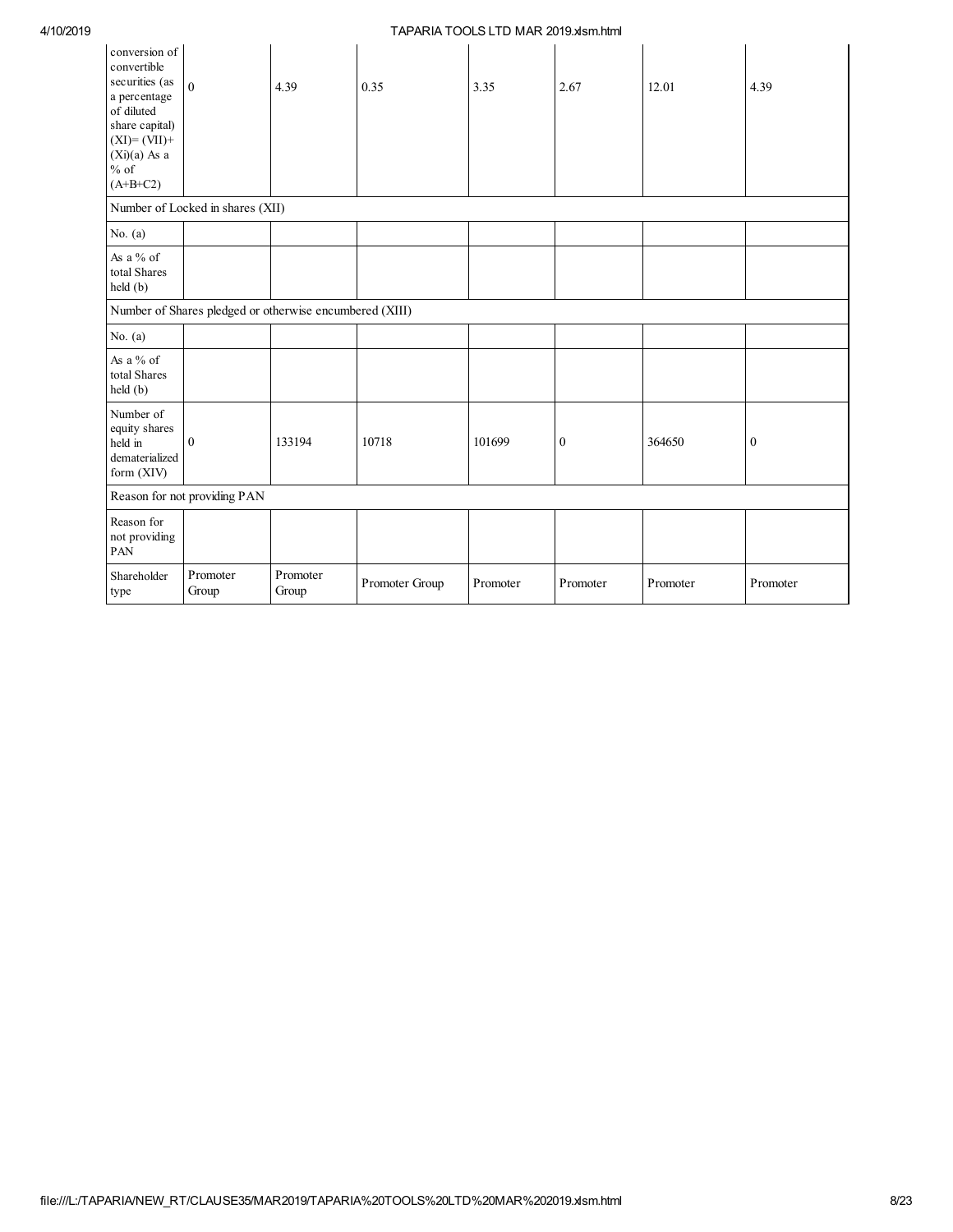| conversion of convertible securities (as a percentage of diluted share capital) (XI)= (VII)+(Xi)(a) As a % of (A+B+C2) | 0 | 4.39 | 0.35 | 3.35 | 2.67 | 12.01 | 4.39 |
|---|---|---|---|---|---|---|---|
| Number of Locked in shares (XII) | | | | | | | |
| No. (a) | | | | | | | |
| As a % of total Shares held (b) | | | | | | | |
| Number of Shares pledged or otherwise encumbered (XIII) | | | | | | | |
| No. (a) | | | | | | | |
| As a % of total Shares held (b) | | | | | | | |
| Number of equity shares held in dematerialized form (XIV) | 0 | 133194 | 10718 | 101699 | 0 | 364650 | 0 |
| Reason for not providing PAN | | | | | | | |
| Reason for not providing PAN | | | | | | | |
| Shareholder type | Promoter Group | Promoter Group | Promoter Group | Promoter | Promoter | Promoter | Promoter |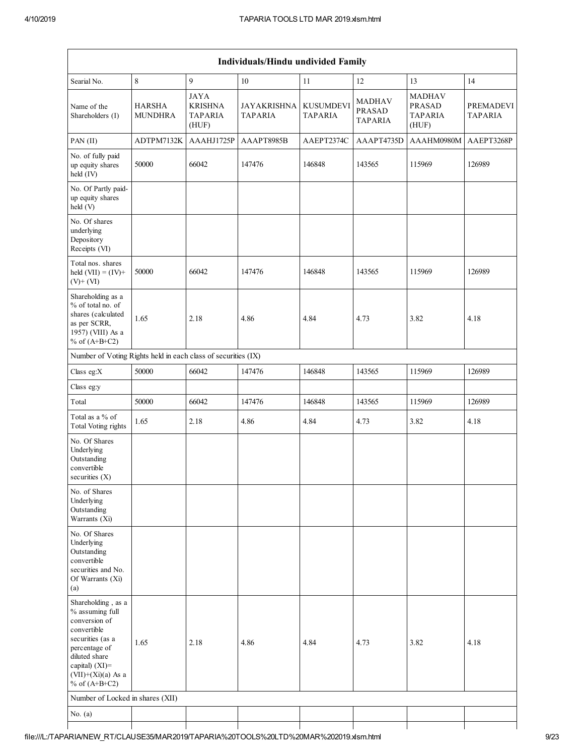| Individuals/Hindu undivided Family | | | | | | | |
|---|---|---|---|---|---|---|---|
| Searial No. | 8 | 9 | 10 | 11 | 12 | 13 | 14 |
| Name of the Shareholders (I) | HARSHA MUNDHRA | JAYA KRISHNA TAPARIA (HUF) | JAYAKRISHNA TAPARIA | KUSUMDEVI TAPARIA | MADHAV PRASAD TAPARIA | MADHAV PRASAD TAPARIA (HUF) | PREMADEVI TAPARIA |
| PAN (II) | ADTPM7132K | AAAHJ1725P | AAAPT8985B | AAEPT2374C | AAAPT4735D | AAAHM0980M | AAEPT3268P |
| No. of fully paid up equity shares held (IV) | 50000 | 66042 | 147476 | 146848 | 143565 | 115969 | 126989 |
| No. Of Partly paid-up equity shares held (V) | | | | | | | |
| No. Of shares underlying Depository Receipts (VI) | | | | | | | |
| Total nos. shares held (VII) = (IV)+ (V)+ (VI) | 50000 | 66042 | 147476 | 146848 | 143565 | 115969 | 126989 |
| Shareholding as a % of total no. of shares (calculated as per SCRR, 1957) (VIII) As a % of (A+B+C2) | 1.65 | 2.18 | 4.86 | 4.84 | 4.73 | 3.82 | 4.18 |
| Number of Voting Rights held in each class of securities (IX) | | | | | | | |
| Class eg:X | 50000 | 66042 | 147476 | 146848 | 143565 | 115969 | 126989 |
| Class eg:y | | | | | | | |
| Total | 50000 | 66042 | 147476 | 146848 | 143565 | 115969 | 126989 |
| Total as a % of Total Voting rights | 1.65 | 2.18 | 4.86 | 4.84 | 4.73 | 3.82 | 4.18 |
| No. Of Shares Underlying Outstanding convertible securities (X) | | | | | | | |
| No. of Shares Underlying Outstanding Warrants (Xi) | | | | | | | |
| No. Of Shares Underlying Outstanding convertible securities and No. Of Warrants (Xi) (a) | | | | | | | |
| Shareholding , as a % assuming full conversion of convertible securities (as a percentage of diluted share capital) (XI)= (VII)+(Xi)(a) As a % of (A+B+C2) | 1.65 | 2.18 | 4.86 | 4.84 | 4.73 | 3.82 | 4.18 |
| Number of Locked in shares (XII) | | | | | | | |
| No. (a) | | | | | | | |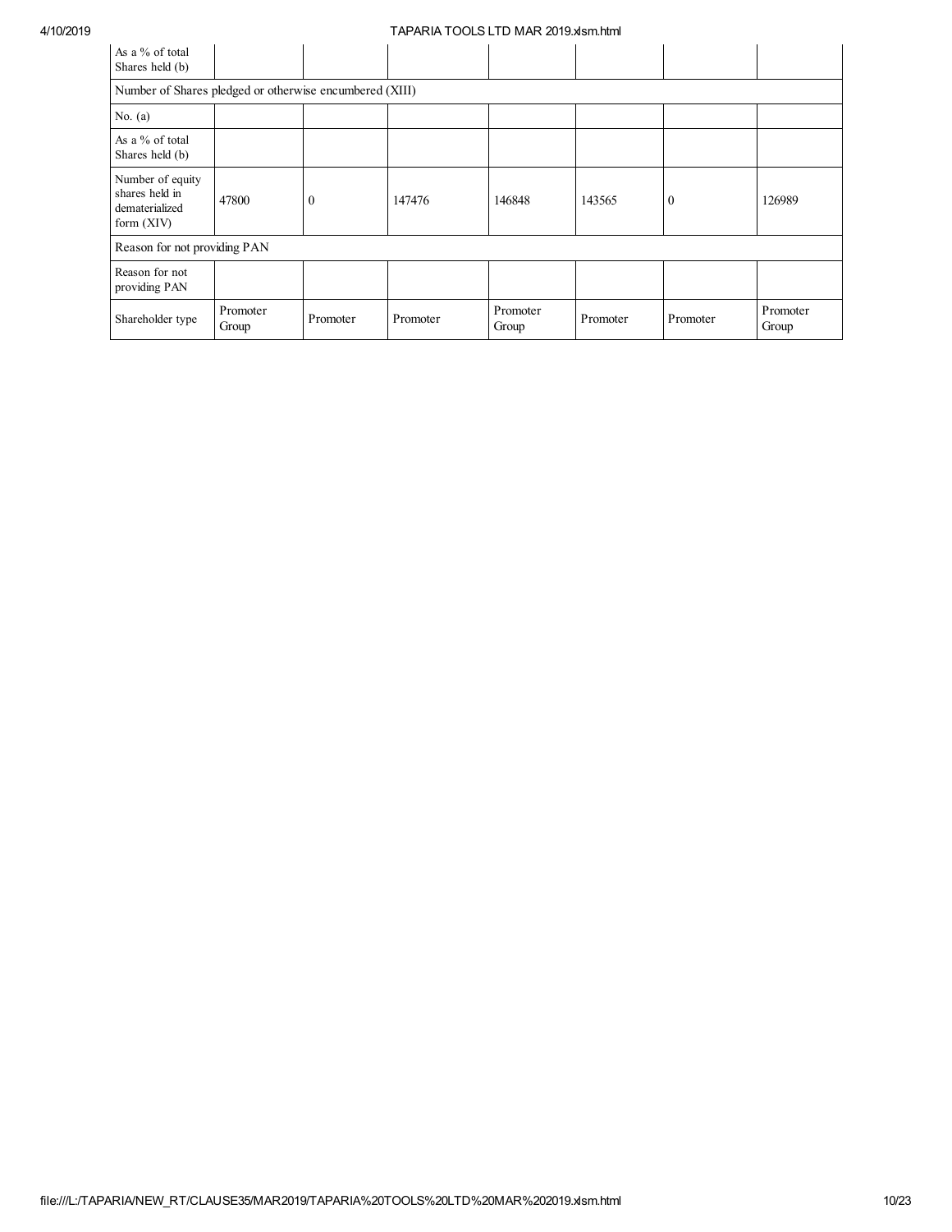| As a % of total Shares held (b) | | | | | | | |
|---|---|---|---|---|---|---|---|
| Number of Shares pledged or otherwise encumbered (XIII) | | | | | | | |
| No. (a) | | | | | | | |
| As a % of total Shares held (b) | | | | | | | |
| Number of equity shares held in dematerialized form (XIV) | 47800 | 0 | 147476 | 146848 | 143565 | 0 | 126989 |
| Reason for not providing PAN | | | | | | | |
| Reason for not providing PAN | | | | | | | |
| Shareholder type | Promoter Group | Promoter | Promoter | Promoter Group | Promoter | Promoter | Promoter Group |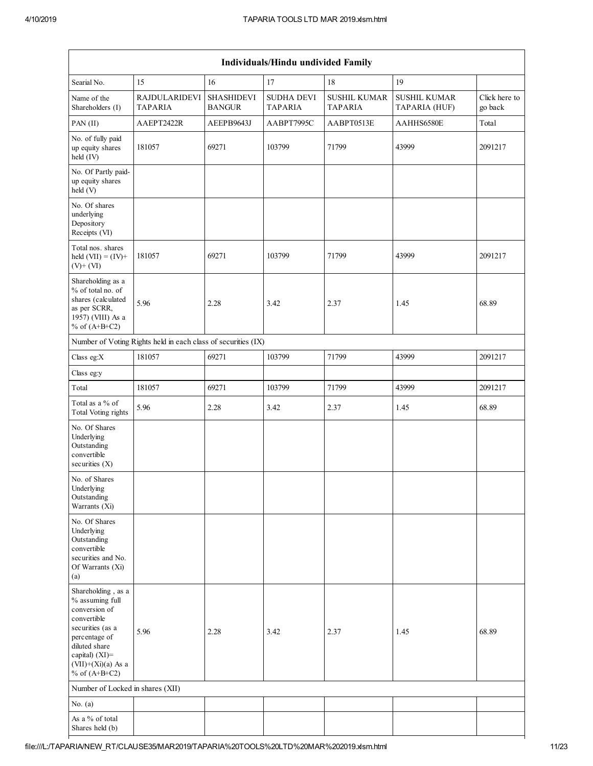| Individuals/Hindu undivided Family | | | | | | |
|---|---|---|---|---|---|---|
| Searial No. | 15 | 16 | 17 | 18 | 19 | |
| Name of the Shareholders (I) | RAJDULARIDEVI TAPARIA | SHASHIDEVI BANGUR | SUDHA DEVI TAPARIA | SUSHIL KUMAR TAPARIA | SUSHIL KUMAR TAPARIA (HUF) | Click here to go back |
| PAN (II) | AAEPT2422R | AEEPB9643J | AABPT7995C | AABPT0513E | AAHHS6580E | Total |
| No. of fully paid up equity shares held (IV) | 181057 | 69271 | 103799 | 71799 | 43999 | 2091217 |
| No. Of Partly paid-up equity shares held (V) | | | | | | |
| No. Of shares underlying Depository Receipts (VI) | | | | | | |
| Total nos. shares held (VII) = (IV)+ (V)+ (VI) | 181057 | 69271 | 103799 | 71799 | 43999 | 2091217 |
| Shareholding as a % of total no. of shares (calculated as per SCRR, 1957) (VIII) As a % of (A+B+C2) | 5.96 | 2.28 | 3.42 | 2.37 | 1.45 | 68.89 |
| Number of Voting Rights held in each class of securities (IX) | | | | | | |
| Class eg:X | 181057 | 69271 | 103799 | 71799 | 43999 | 2091217 |
| Class eg:y | | | | | | |
| Total | 181057 | 69271 | 103799 | 71799 | 43999 | 2091217 |
| Total as a % of Total Voting rights | 5.96 | 2.28 | 3.42 | 2.37 | 1.45 | 68.89 |
| No. Of Shares Underlying Outstanding convertible securities (X) | | | | | | |
| No. of Shares Underlying Outstanding Warrants (Xi) | | | | | | |
| No. Of Shares Underlying Outstanding convertible securities and No. Of Warrants (Xi) (a) | | | | | | |
| Shareholding , as a % assuming full conversion of convertible securities (as a percentage of diluted share capital) (XI)= (VII)+(Xi)(a) As a % of (A+B+C2) | 5.96 | 2.28 | 3.42 | 2.37 | 1.45 | 68.89 |
| Number of Locked in shares (XII) | | | | | | |
| No. (a) | | | | | | |
| As a % of total Shares held (b) | | | | | | |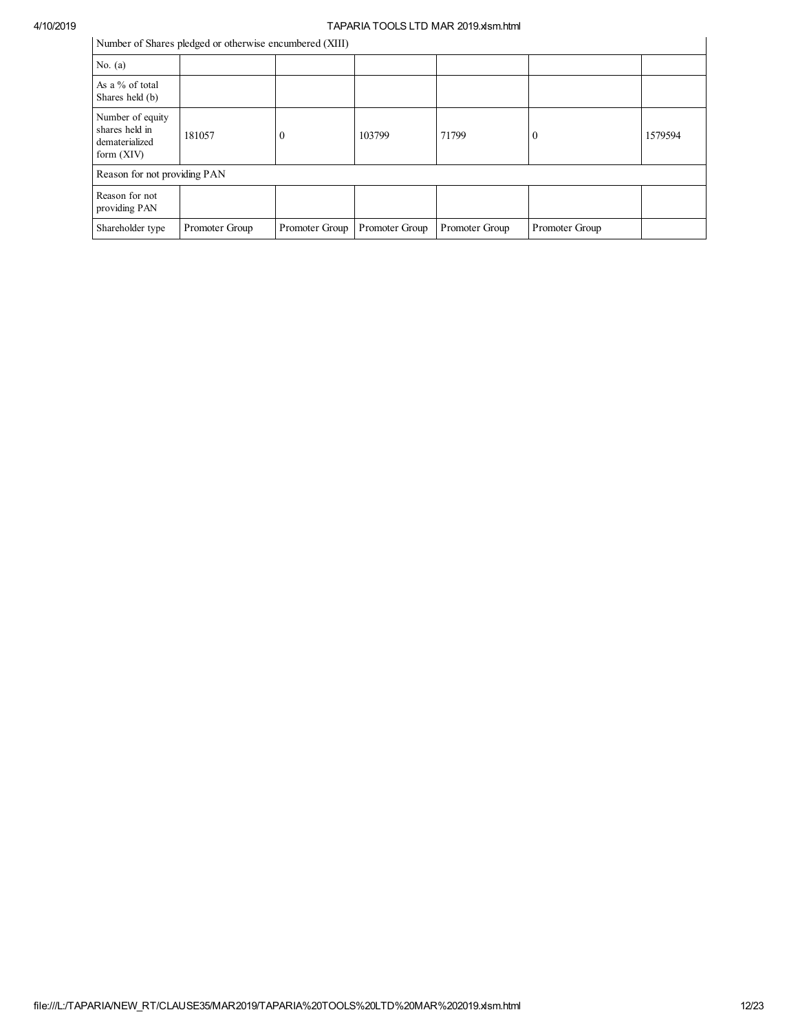| Number of Shares pledged or otherwise encumbered (XIII) | | | | | | |
|---|---|---|---|---|---|---|
| No. (a) | | | | | | |
| As a % of total Shares held (b) | | | | | | |
| Number of equity shares held in dematerialized form (XIV) | 181057 | 0 | 103799 | 71799 | 0 | 1579594 |
| Reason for not providing PAN | | | | | | |
| Reason for not providing PAN | | | | | | |
| Shareholder type | Promoter Group | Promoter Group | Promoter Group | Promoter Group | Promoter Group | |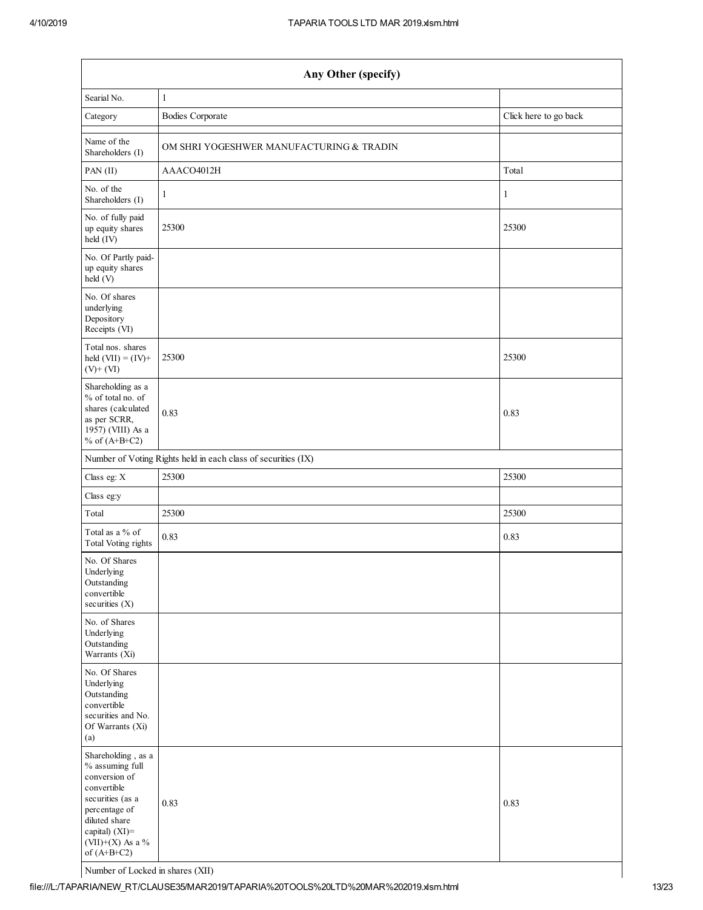| Any Other (specify) | | |
|---|---|---|
| Searial No. | 1 | |
| Category | Bodies Corporate | Click here to go back |
| Name of the Shareholders (I) | OM SHRI YOGESHWER MANUFACTURING & TRADIN | |
| PAN (II) | AAACO4012H | Total |
| No. of the Shareholders (I) | 1 | 1 |
| No. of fully paid up equity shares held (IV) | 25300 | 25300 |
| No. Of Partly paid-up equity shares held (V) | | |
| No. Of shares underlying Depository Receipts (VI) | | |
| Total nos. shares held (VII) = (IV)+ (V)+ (VI) | 25300 | 25300 |
| Shareholding as a % of total no. of shares (calculated as per SCRR, 1957) (VIII) As a % of (A+B+C2) | 0.83 | 0.83 |
| Number of Voting Rights held in each class of securities (IX) | | |
| Class eg: X | 25300 | 25300 |
| Class eg:y | | |
| Total | 25300 | 25300 |
| Total as a % of Total Voting rights | 0.83 | 0.83 |
| No. Of Shares Underlying Outstanding convertible securities (X) | | |
| No. of Shares Underlying Outstanding Warrants (Xi) | | |
| No. Of Shares Underlying Outstanding convertible securities and No. Of Warrants (Xi) (a) | | |
| Shareholding , as a % assuming full conversion of convertible securities (as a percentage of diluted share capital) (XI)= (VII)+(X) As a % of (A+B+C2) | 0.83 | 0.83 |
| Number of Locked in shares (XII) | | |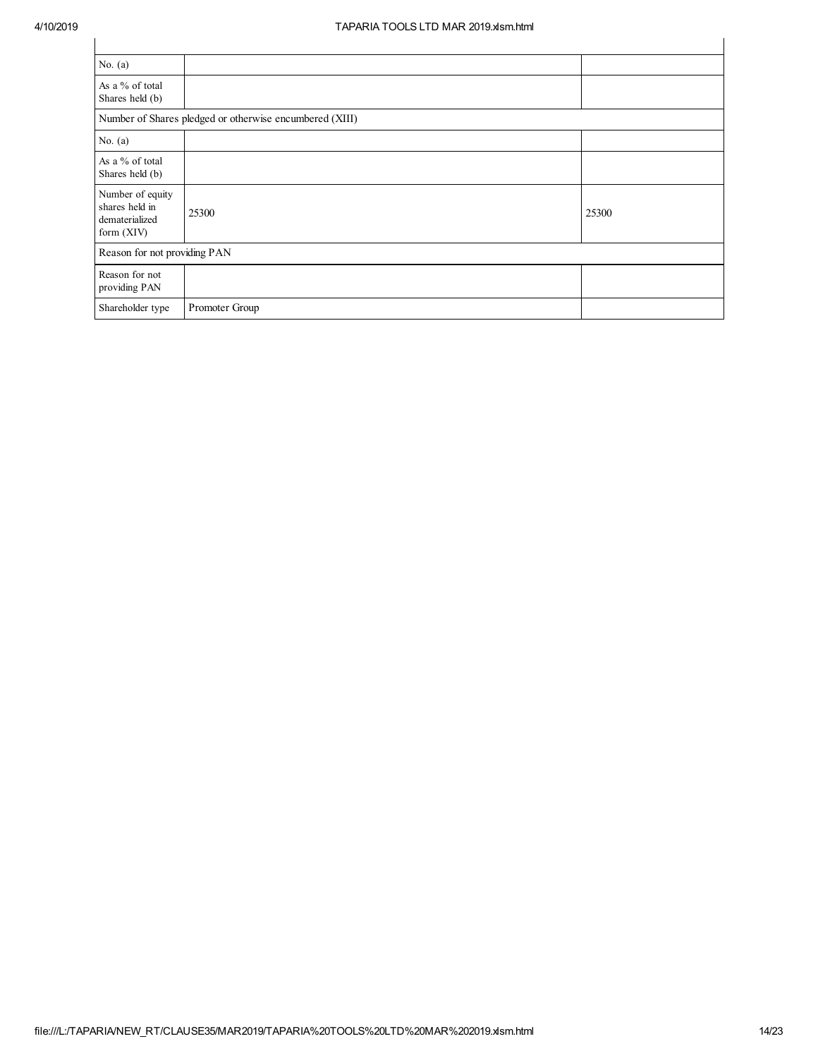| | | |
|---|---|---|
| No. (a) | | |
| As a % of total Shares held (b) | | |
| Number of Shares pledged or otherwise encumbered (XIII) | | |
| No. (a) | | |
| As a % of total Shares held (b) | | |
| Number of equity shares held in dematerialized form (XIV) | 25300 | 25300 |
| Reason for not providing PAN | | |
| Reason for not providing PAN | | |
| Shareholder type | Promoter Group | |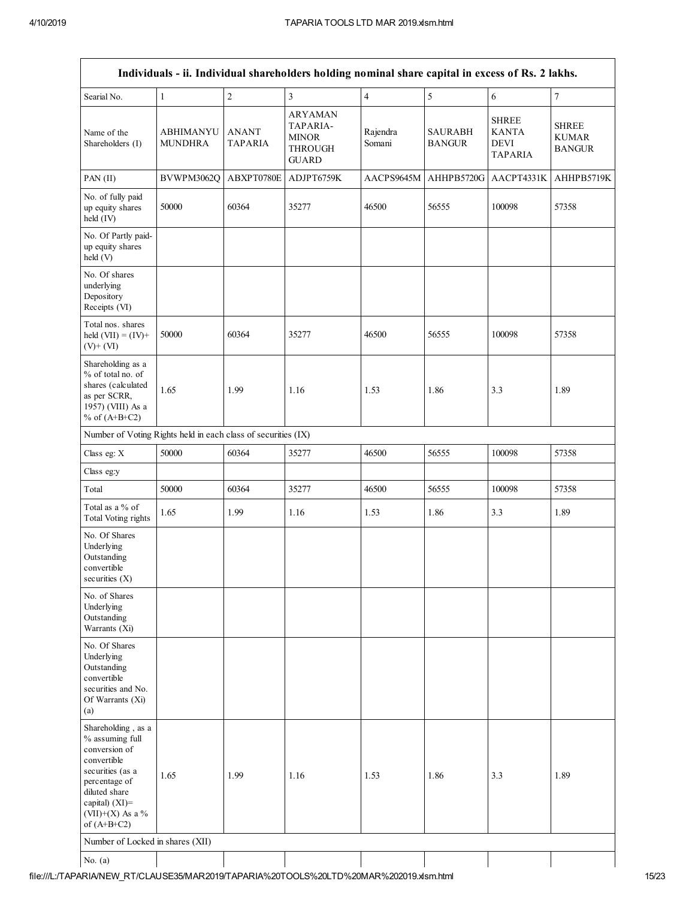| Individuals - ii. Individual shareholders holding nominal share capital in excess of Rs. 2 lakhs. | | | | | | | |
|---|---|---|---|---|---|---|---|
| Searial No. | 1 | 2 | 3 | 4 | 5 | 6 | 7 |
| Name of the Shareholders (I) | ABHIMANYU MUNDHRA | ANANT TAPARIA | ARYAMAN TAPARIA-MINOR THROUGH GUARD | Rajendra Somani | SAURABH BANGUR | SHREE KANTA DEVI TAPARIA | SHREE KUMAR BANGUR |
| PAN (II) | BVWPM3062Q | ABXPT0780E | ADJPT6759K | AACPS9645M | AHHPB5720G | AACPT4331K | AHHPB5719K |
| No. of fully paid up equity shares held (IV) | 50000 | 60364 | 35277 | 46500 | 56555 | 100098 | 57358 |
| No. Of Partly paid-up equity shares held (V) | | | | | | | |
| No. Of shares underlying Depository Receipts (VI) | | | | | | | |
| Total nos. shares held (VII) = (IV)+ (V)+ (VI) | 50000 | 60364 | 35277 | 46500 | 56555 | 100098 | 57358 |
| Shareholding as a % of total no. of shares (calculated as per SCRR, 1957) (VIII) As a % of (A+B+C2) | 1.65 | 1.99 | 1.16 | 1.53 | 1.86 | 3.3 | 1.89 |
| Number of Voting Rights held in each class of securities (IX) | | | | | | | |
| Class eg: X | 50000 | 60364 | 35277 | 46500 | 56555 | 100098 | 57358 |
| Class eg:y | | | | | | | |
| Total | 50000 | 60364 | 35277 | 46500 | 56555 | 100098 | 57358 |
| Total as a % of Total Voting rights | 1.65 | 1.99 | 1.16 | 1.53 | 1.86 | 3.3 | 1.89 |
| No. Of Shares Underlying Outstanding convertible securities (X) | | | | | | | |
| No. of Shares Underlying Outstanding Warrants (Xi) | | | | | | | |
| No. Of Shares Underlying Outstanding convertible securities and No. Of Warrants (Xi) (a) | | | | | | | |
| Shareholding , as a % assuming full conversion of convertible securities (as a percentage of diluted share capital) (XI)= (VII)+(X) As a % of (A+B+C2) | 1.65 | 1.99 | 1.16 | 1.53 | 1.86 | 3.3 | 1.89 |
| Number of Locked in shares (XII) | | | | | | | |
| No. (a) | | | | | | | |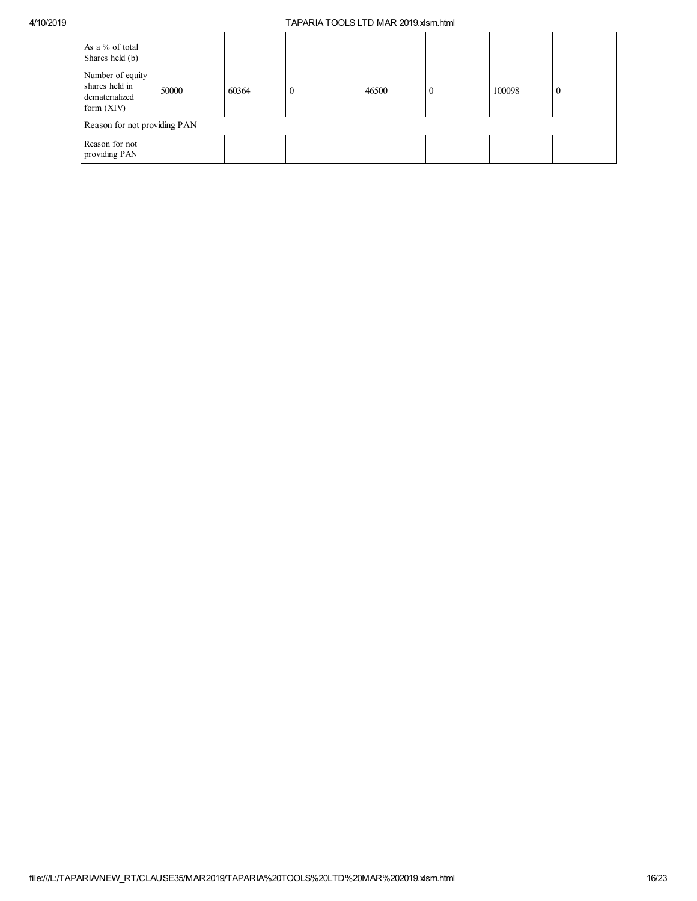| | | | | | | | |
|---|---|---|---|---|---|---|---|
| As a % of total Shares held (b) | | | | | | | |
| Number of equity shares held in dematerialized form (XIV) | 50000 | 60364 | 0 | 46500 | 0 | 100098 | 0 |
| Reason for not providing PAN | | | | | | | |
| Reason for not providing PAN | | | | | | | |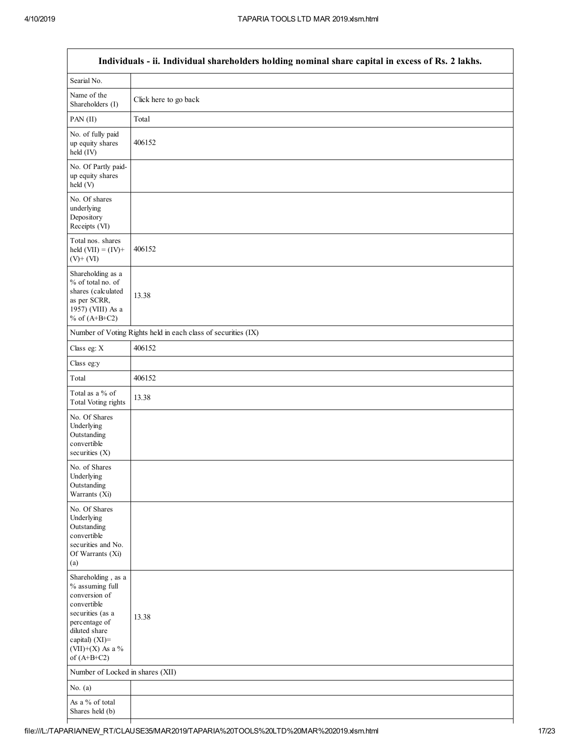| Individuals - ii. Individual shareholders holding nominal share capital in excess of Rs. 2 lakhs. | |
|---|---|
| Searial No. | |
| Name of the Shareholders (I) | Click here to go back |
| PAN (II) | Total |
| No. of fully paid up equity shares held (IV) | 406152 |
| No. Of Partly paid-up equity shares held (V) | |
| No. Of shares underlying Depository Receipts (VI) | |
| Total nos. shares held (VII) = (IV)+ (V)+ (VI) | 406152 |
| Shareholding as a % of total no. of shares (calculated as per SCRR, 1957) (VIII) As a % of (A+B+C2) | 13.38 |
| Number of Voting Rights held in each class of securities (IX) | |
| Class eg: X | 406152 |
| Class eg:y | |
| Total | 406152 |
| Total as a % of Total Voting rights | 13.38 |
| No. Of Shares Underlying Outstanding convertible securities (X) | |
| No. of Shares Underlying Outstanding Warrants (Xi) | |
| No. Of Shares Underlying Outstanding convertible securities and No. Of Warrants (Xi) (a) | |
| Shareholding , as a % assuming full conversion of convertible securities (as a percentage of diluted share capital) (XI)= (VII)+(X) As a % of (A+B+C2) | 13.38 |
| Number of Locked in shares (XII) | |
| No. (a) | |
| As a % of total Shares held (b) | |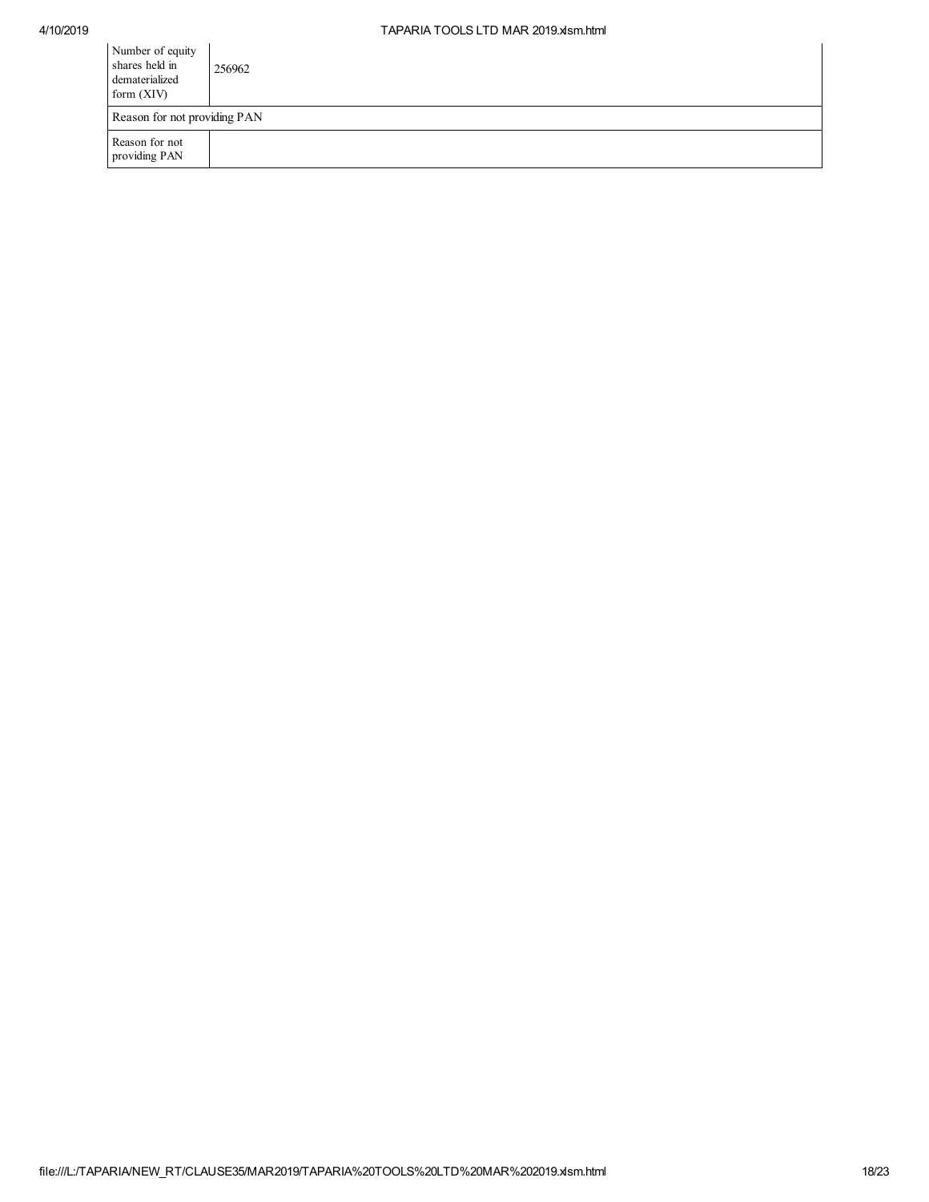| | |
|---|---|
| Number of equity shares held in dematerialized form (XIV) | 256962 |
| Reason for not providing PAN | |
| Reason for not providing PAN | |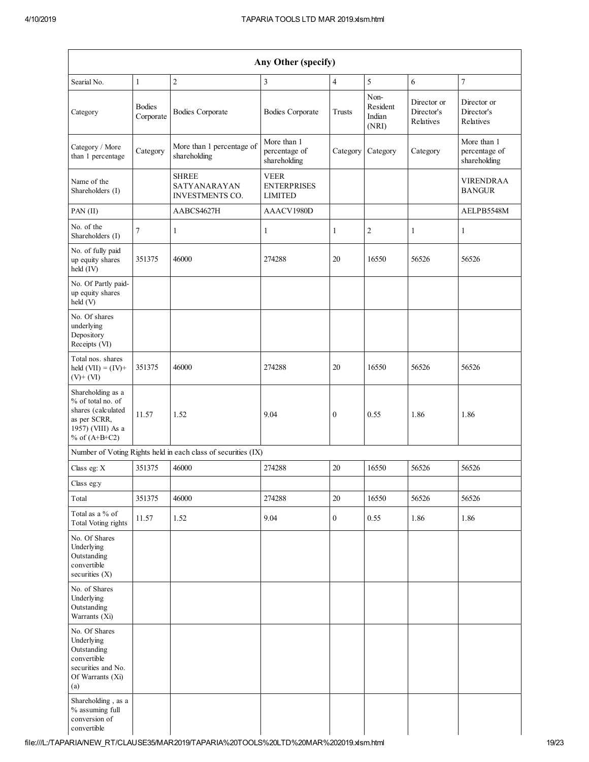| Any Other (specify) | | | | | | | |
|---|---|---|---|---|---|---|---|
| Searial No. | 1 | 2 | 3 | 4 | 5 | 6 | 7 |
| Category | Bodies Corporate | Bodies Corporate | Bodies Corporate | Trusts | Non-Resident Indian (NRI) | Director or Director's Relatives | Director or Director's Relatives |
| Category / More than 1 percentage | Category | More than 1 percentage of shareholding | More than 1 percentage of shareholding | Category | Category | Category | More than 1 percentage of shareholding |
| Name of the Shareholders (I) | | SHREE SATYANARAYAN INVESTMENTS CO. | VEER ENTERPRISES LIMITED | | | | VIRENDRAA BANGUR |
| PAN (II) | | AABCS4627H | AAACV1980D | | | | AELPB5548M |
| No. of the Shareholders (I) | 7 | 1 | 1 | 1 | 2 | 1 | 1 |
| No. of fully paid up equity shares held (IV) | 351375 | 46000 | 274288 | 20 | 16550 | 56526 | 56526 |
| No. Of Partly paid-up equity shares held (V) | | | | | | | |
| No. Of shares underlying Depository Receipts (VI) | | | | | | | |
| Total nos. shares held (VII) = (IV)+ (V)+ (VI) | 351375 | 46000 | 274288 | 20 | 16550 | 56526 | 56526 |
| Shareholding as a % of total no. of shares (calculated as per SCRR, 1957) (VIII) As a % of (A+B+C2) | 11.57 | 1.52 | 9.04 | 0 | 0.55 | 1.86 | 1.86 |
| Number of Voting Rights held in each class of securities (IX) | | | | | | | |
| Class eg: X | 351375 | 46000 | 274288 | 20 | 16550 | 56526 | 56526 |
| Class eg:y | | | | | | | |
| Total | 351375 | 46000 | 274288 | 20 | 16550 | 56526 | 56526 |
| Total as a % of Total Voting rights | 11.57 | 1.52 | 9.04 | 0 | 0.55 | 1.86 | 1.86 |
| No. Of Shares Underlying Outstanding convertible securities (X) | | | | | | | |
| No. of Shares Underlying Outstanding Warrants (Xi) | | | | | | | |
| No. Of Shares Underlying Outstanding convertible securities and No. Of Warrants (Xi) (a) | | | | | | | |
| Shareholding , as a % assuming full conversion of convertible | | | | | | | |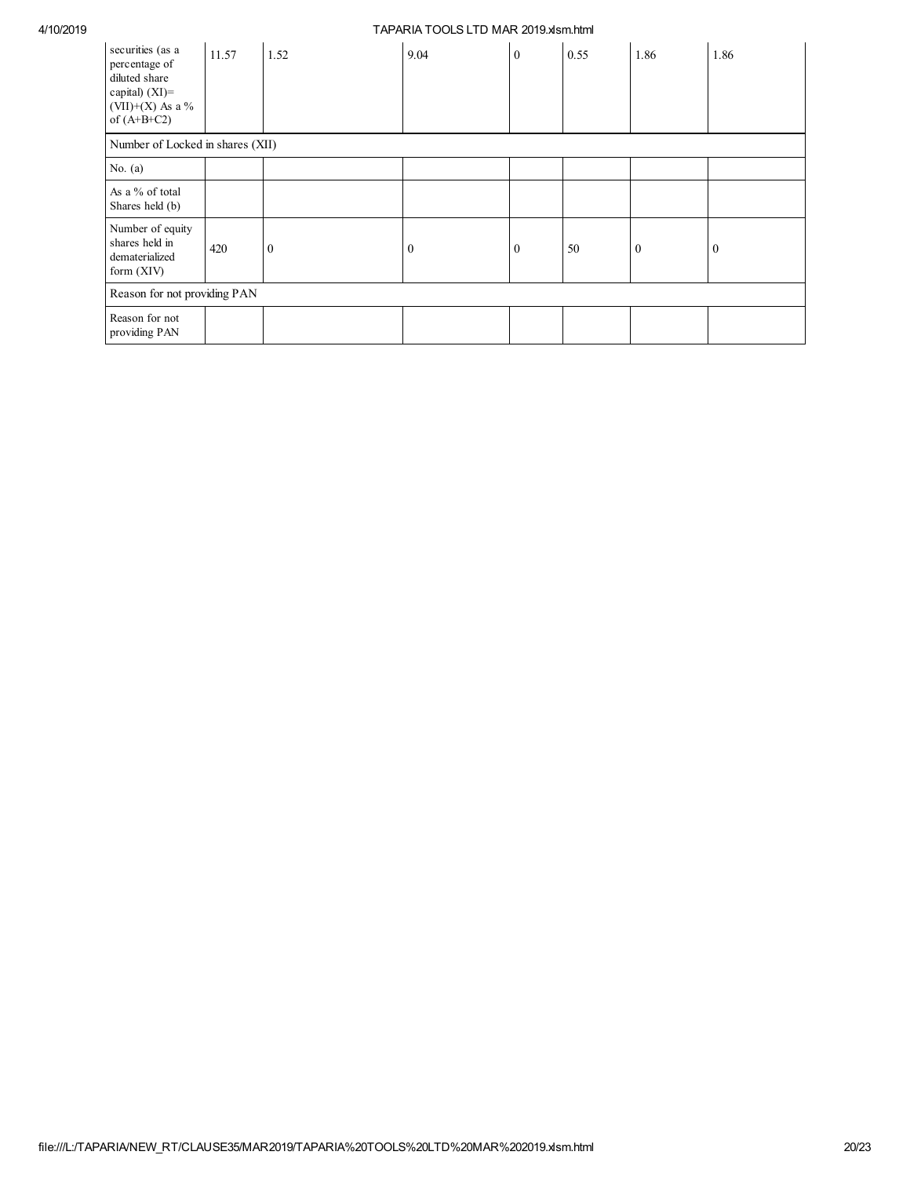| securities (as a percentage of diluted share capital) (XI)= (VII)+(X) As a % of (A+B+C2) | 11.57 | 1.52 | 9.04 | 0 | 0.55 | 1.86 | 1.86 |
|---|---|---|---|---|---|---|---|
| Number of Locked in shares (XII) | | | | | | | |
| No. (a) | | | | | | | |
| As a % of total Shares held (b) | | | | | | | |
| Number of equity shares held in dematerialized form (XIV) | 420 | 0 | 0 | 0 | 50 | 0 | 0 |
| Reason for not providing PAN | | | | | | | |
| Reason for not providing PAN | | | | | | | |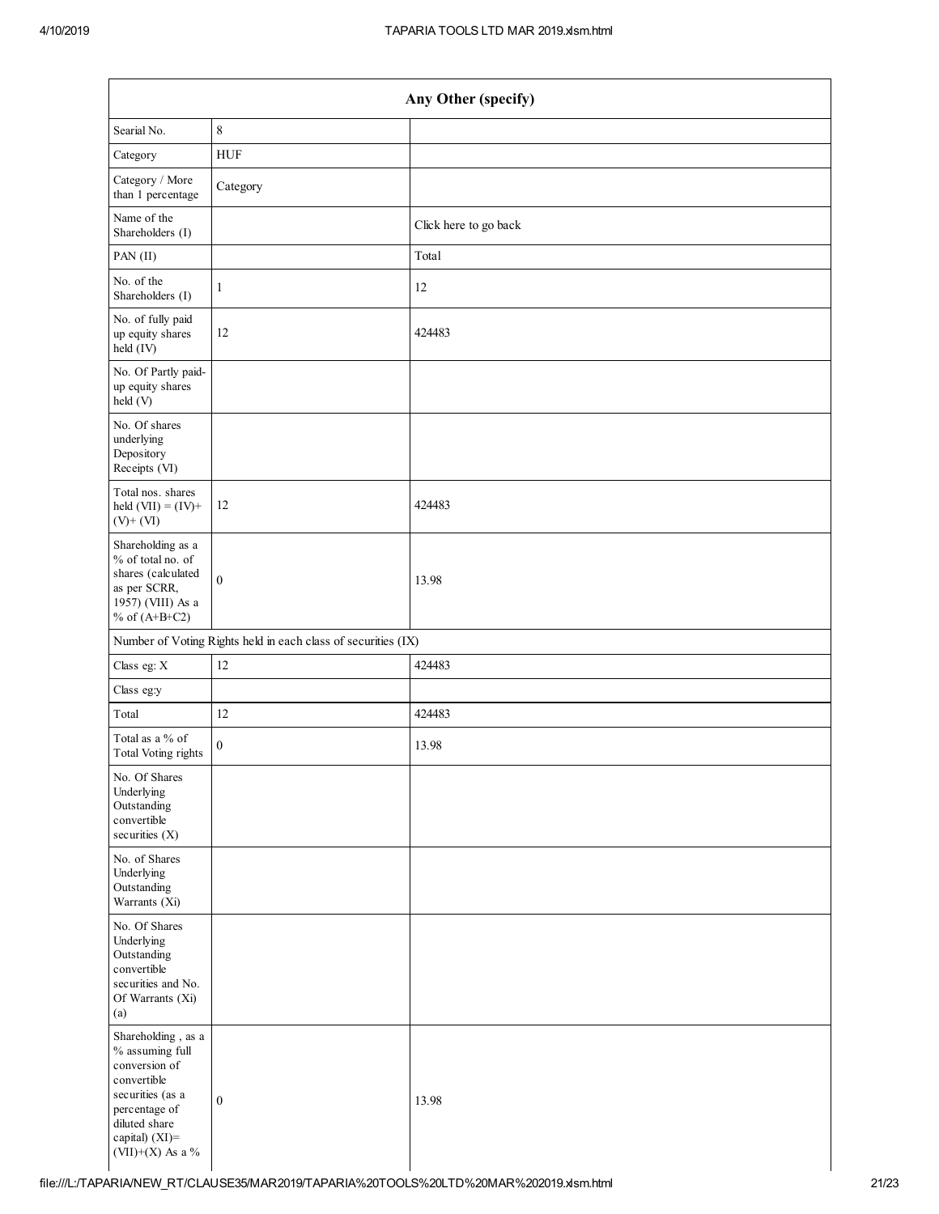| Any Other (specify) | | |
|---|---|---|
| Searial No. | 8 | |
| Category | HUF | |
| Category / More than 1 percentage | Category | |
| Name of the Shareholders (I) | | Click here to go back |
| PAN (II) | | Total |
| No. of the Shareholders (I) | 1 | 12 |
| No. of fully paid up equity shares held (IV) | 12 | 424483 |
| No. Of Partly paid-up equity shares held (V) | | |
| No. Of shares underlying Depository Receipts (VI) | | |
| Total nos. shares held (VII) = (IV)+ (V)+ (VI) | 12 | 424483 |
| Shareholding as a % of total no. of shares (calculated as per SCRR, 1957) (VIII) As a % of (A+B+C2) | 0 | 13.98 |
| Number of Voting Rights held in each class of securities (IX) | | |
| Class eg: X | 12 | 424483 |
| Class eg:y | | |
| Total | 12 | 424483 |
| Total as a % of Total Voting rights | 0 | 13.98 |
| No. Of Shares Underlying Outstanding convertible securities (X) | | |
| No. of Shares Underlying Outstanding Warrants (Xi) | | |
| No. Of Shares Underlying Outstanding convertible securities and No. Of Warrants (Xi) (a) | | |
| Shareholding , as a % assuming full conversion of convertible securities (as a percentage of diluted share capital) (XI)= (VII)+(X) As a % | 0 | 13.98 |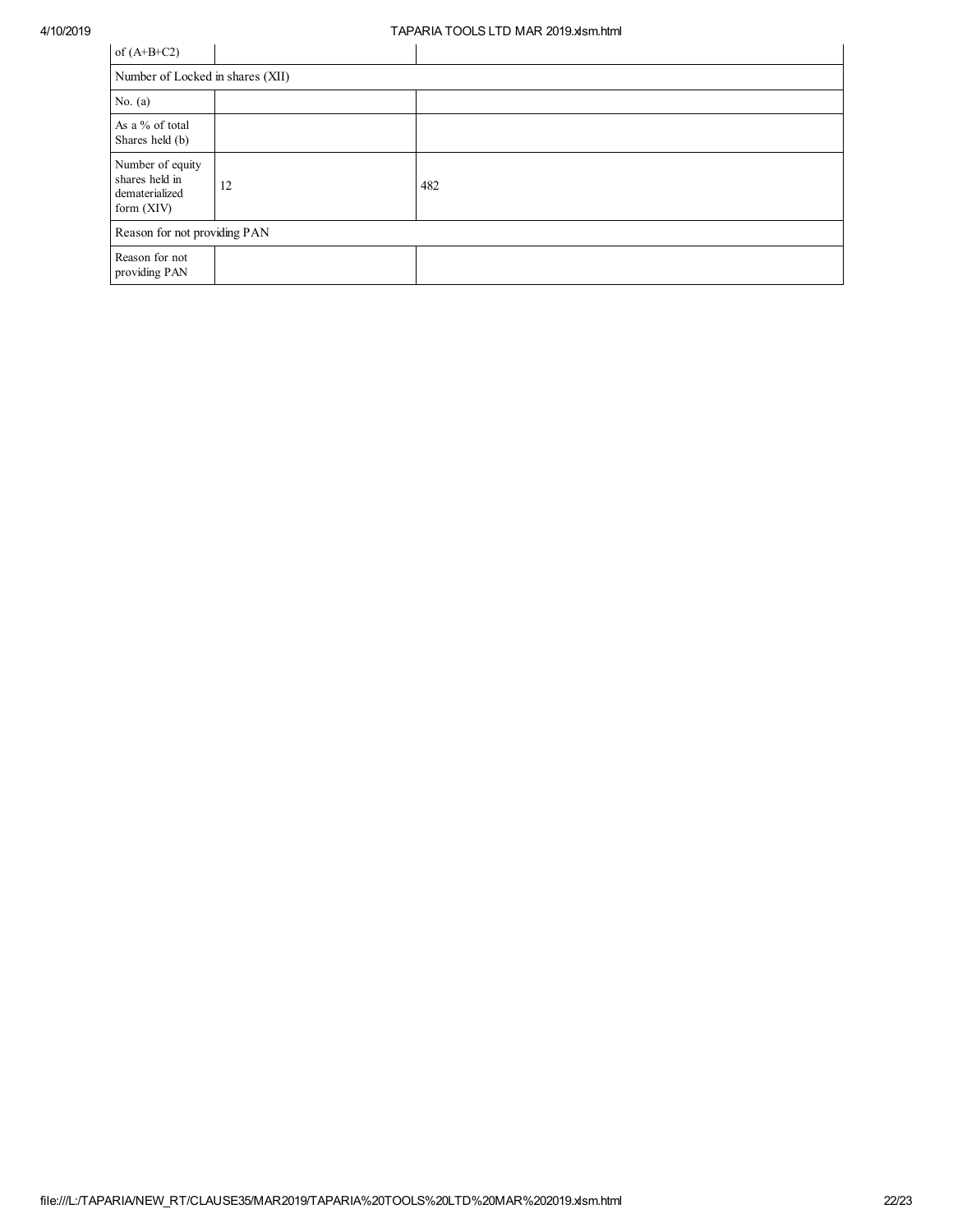| | | |
|---|---|---|
| of (A+B+C2) | | |
| Number of Locked in shares (XII) | | |
| No. (a) | | |
| As a % of total Shares held (b) | | |
| Number of equity shares held in dematerialized form (XIV) | 12 | 482 |
| Reason for not providing PAN | | |
| Reason for not providing PAN | | |